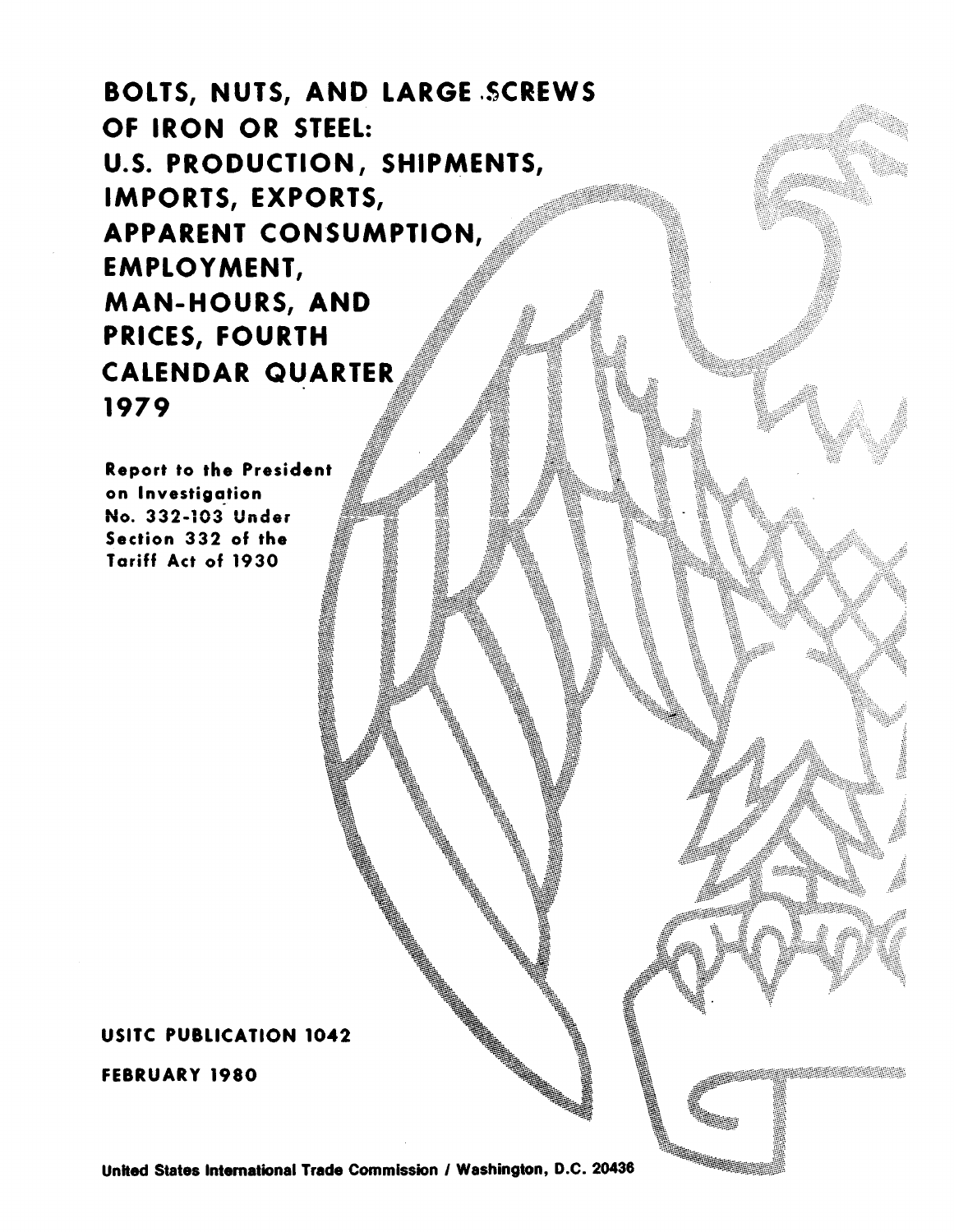# BOLTS, NUTS, AND LARGE SCREWS OF IRON OR STEEL: U.S. PRODUCTION, SHIPMENTS, IMPORTS, EXPORTS, APPARENT CONSUMPTION, EMPLOYMENT, MAN-HOURS, AND PRICES, FOURTH CALENDAR QUARTER 1979

Report to the President on Investigation No. 332-103 Under Section 332 of the Tariff Act of 1930

USITC PUBLICATION 1042

FEBRUARY 1980

United States International Trade Commission / Washington, D.C. 20436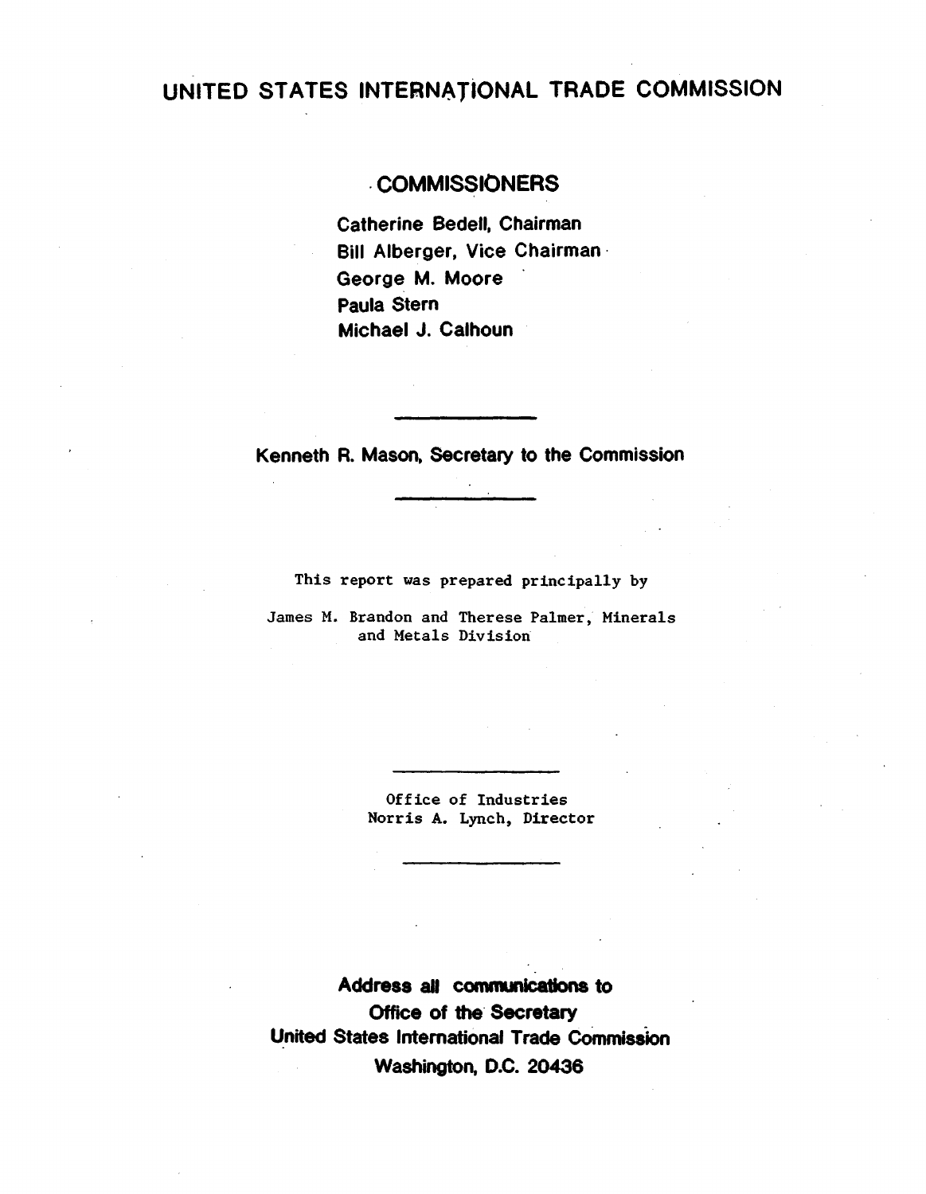# UNITED STATES INTERNATIONAL TRADE COMMISSION

## COMMISSIONERS

Catherine Bedell, Chairman
Bill Alberger, Vice Chairman
George M. Moore
Paula Stern
Michael J. Calhoun

---

Kenneth R. Mason, Secretary to the Commission

---

This report was prepared principally by

James M. Brandon and Therese Palmer, Minerals and Metals Division

---

Office of Industries
Norris A. Lynch, Director

---

**Address all communications to**
**Office of the Secretary**
**United States International Trade Commission**
**Washington, D.C. 20436**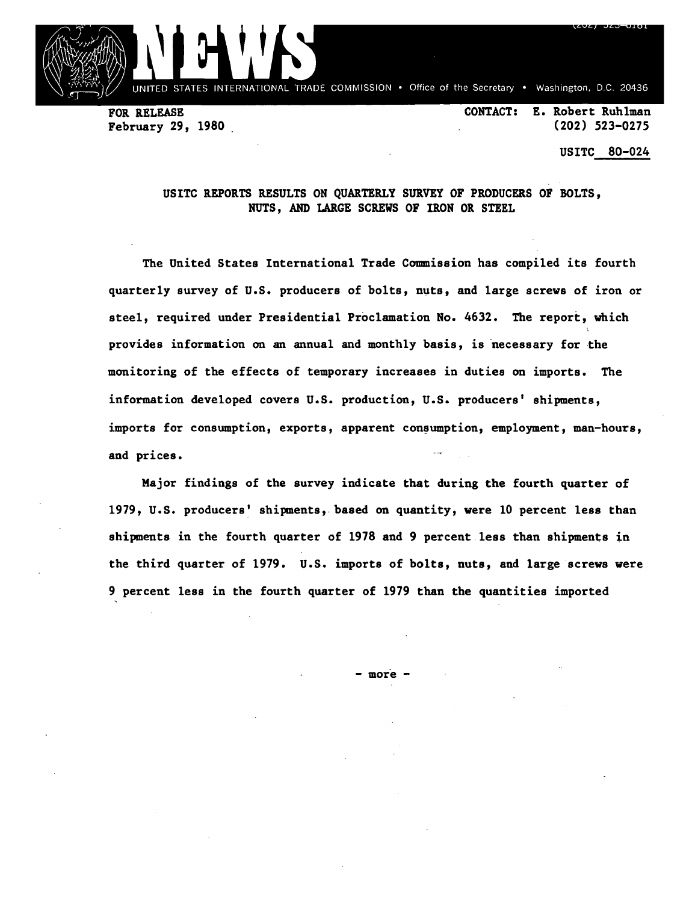# NEWS

UNITED STATES INTERNATIONAL TRADE COMMISSION • Office of the Secretary • Washington, D.C. 20436

FOR RELEASE
February 29, 1980

CONTACT: E. Robert Ruhlman
(202) 523-0275

USITC 80-024

## USITC REPORTS RESULTS ON QUARTERLY SURVEY OF PRODUCERS OF BOLTS, NUTS, AND LARGE SCREWS OF IRON OR STEEL

The United States International Trade Commission has compiled its fourth quarterly survey of U.S. producers of bolts, nuts, and large screws of iron or steel, required under Presidential Proclamation No. 4632. The report, which provides information on an annual and monthly basis, is necessary for the monitoring of the effects of temporary increases in duties on imports. The information developed covers U.S. production, U.S. producers' shipments, imports for consumption, exports, apparent consumption, employment, man-hours, and prices.

Major findings of the survey indicate that during the fourth quarter of 1979, U.S. producers' shipments, based on quantity, were 10 percent less than shipments in the fourth quarter of 1978 and 9 percent less than shipments in the third quarter of 1979. U.S. imports of bolts, nuts, and large screws were 9 percent less in the fourth quarter of 1979 than the quantities imported

\- more -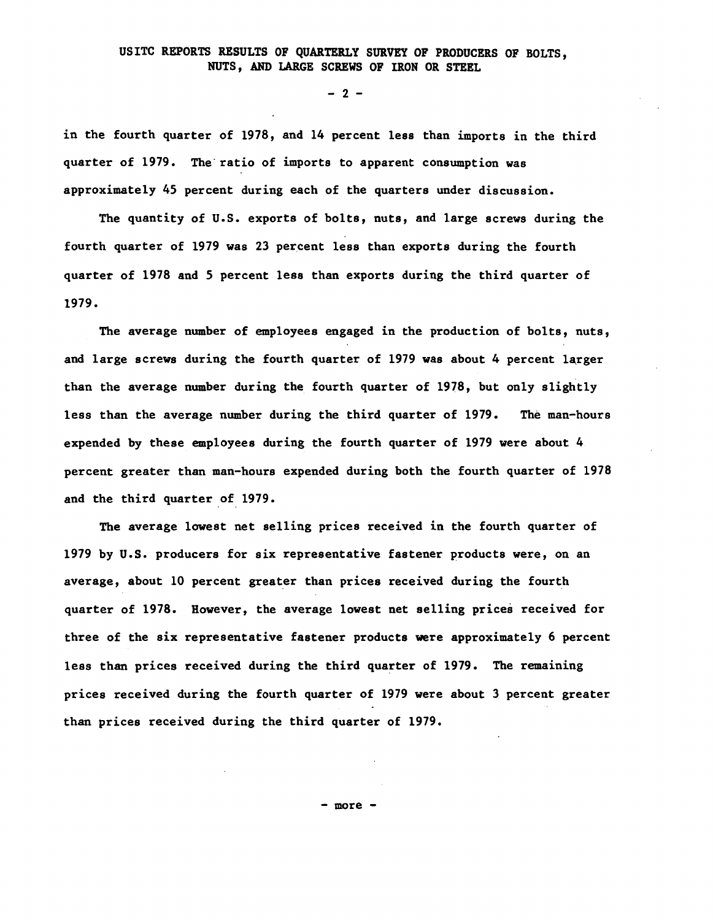in the fourth quarter of 1978, and 14 percent less than imports in the third quarter of 1979. The ratio of imports to apparent consumption was approximately 45 percent during each of the quarters under discussion.

The quantity of U.S. exports of bolts, nuts, and large screws during the fourth quarter of 1979 was 23 percent less than exports during the fourth quarter of 1978 and 5 percent less than exports during the third quarter of 1979.

The average number of employees engaged in the production of bolts, nuts, and large screws during the fourth quarter of 1979 was about 4 percent larger than the average number during the fourth quarter of 1978, but only slightly less than the average number during the third quarter of 1979. The man-hours expended by these employees during the fourth quarter of 1979 were about 4 percent greater than man-hours expended during both the fourth quarter of 1978 and the third quarter of 1979.

The average lowest net selling prices received in the fourth quarter of 1979 by U.S. producers for six representative fastener products were, on an average, about 10 percent greater than prices received during the fourth quarter of 1978. However, the average lowest net selling prices received for three of the six representative fastener products were approximately 6 percent less than prices received during the third quarter of 1979. The remaining prices received during the fourth quarter of 1979 were about 3 percent greater than prices received during the third quarter of 1979.

- more -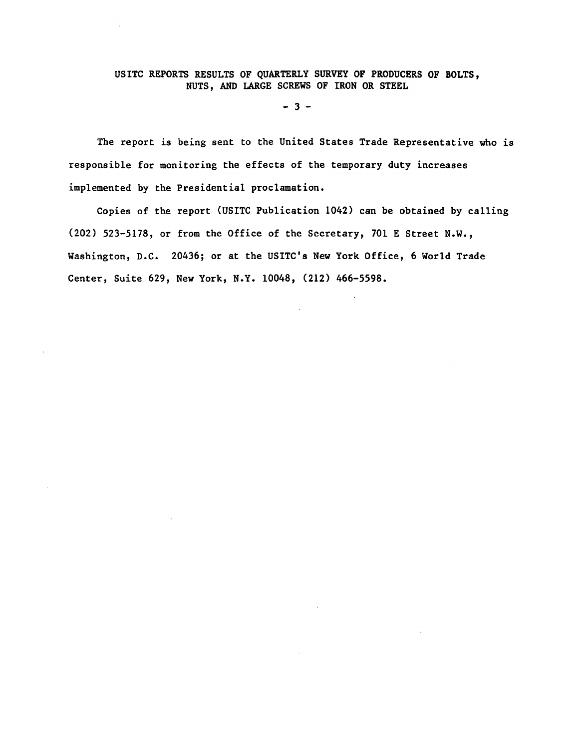The report is being sent to the United States Trade Representative who is responsible for monitoring the effects of the temporary duty increases implemented by the Presidential proclamation.

Copies of the report (USITC Publication 1042) can be obtained by calling (202) 523-5178, or from the Office of the Secretary, 701 E Street N.W., Washington, D.C. 20436; or at the USITC's New York Office, 6 World Trade Center, Suite 629, New York, N.Y. 10048, (212) 466-5598.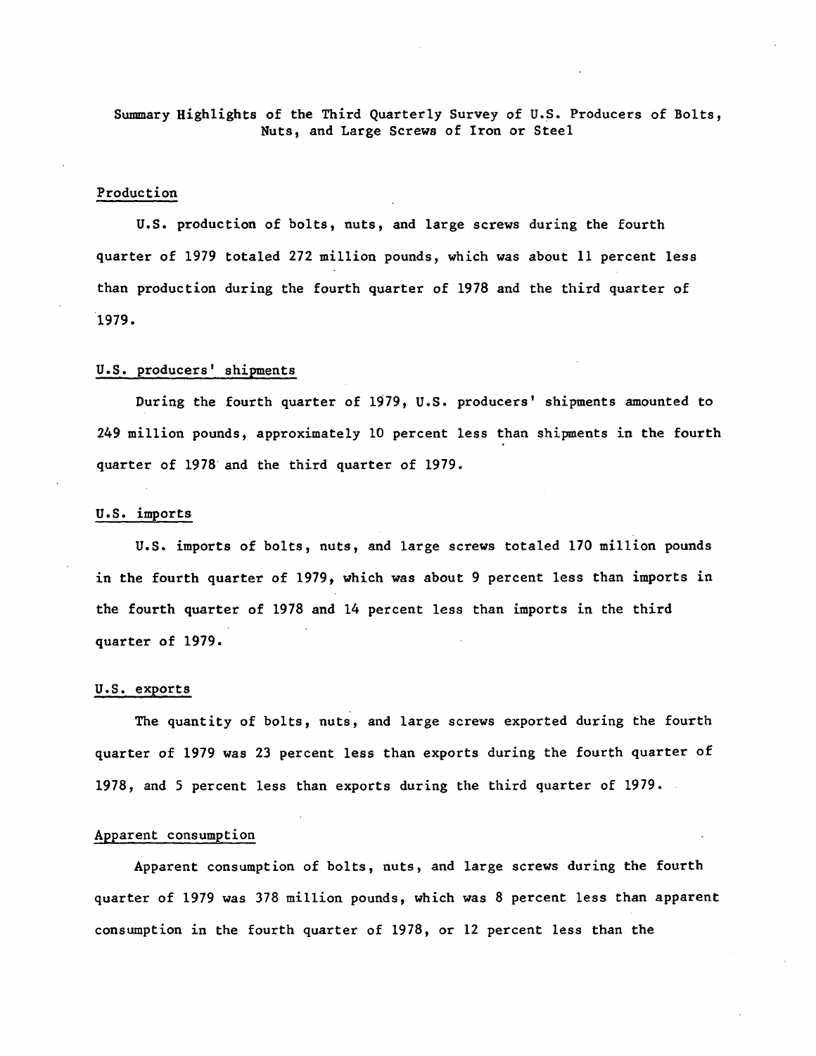Summary Highlights of the Third Quarterly Survey of U.S. Producers of Bolts, Nuts, and Large Screws of Iron or Steel

## Production

U.S. production of bolts, nuts, and large screws during the fourth quarter of 1979 totaled 272 million pounds, which was about 11 percent less than production during the fourth quarter of 1978 and the third quarter of 1979.

## U.S. producers' shipments

During the fourth quarter of 1979, U.S. producers' shipments amounted to 249 million pounds, approximately 10 percent less than shipments in the fourth quarter of 1978 and the third quarter of 1979.

## U.S. imports

U.S. imports of bolts, nuts, and large screws totaled 170 million pounds in the fourth quarter of 1979, which was about 9 percent less than imports in the fourth quarter of 1978 and 14 percent less than imports in the third quarter of 1979.

## U.S. exports

The quantity of bolts, nuts, and large screws exported during the fourth quarter of 1979 was 23 percent less than exports during the fourth quarter of 1978, and 5 percent less than exports during the third quarter of 1979.

## Apparent consumption

Apparent consumption of bolts, nuts, and large screws during the fourth quarter of 1979 was 378 million pounds, which was 8 percent less than apparent consumption in the fourth quarter of 1978, or 12 percent less than the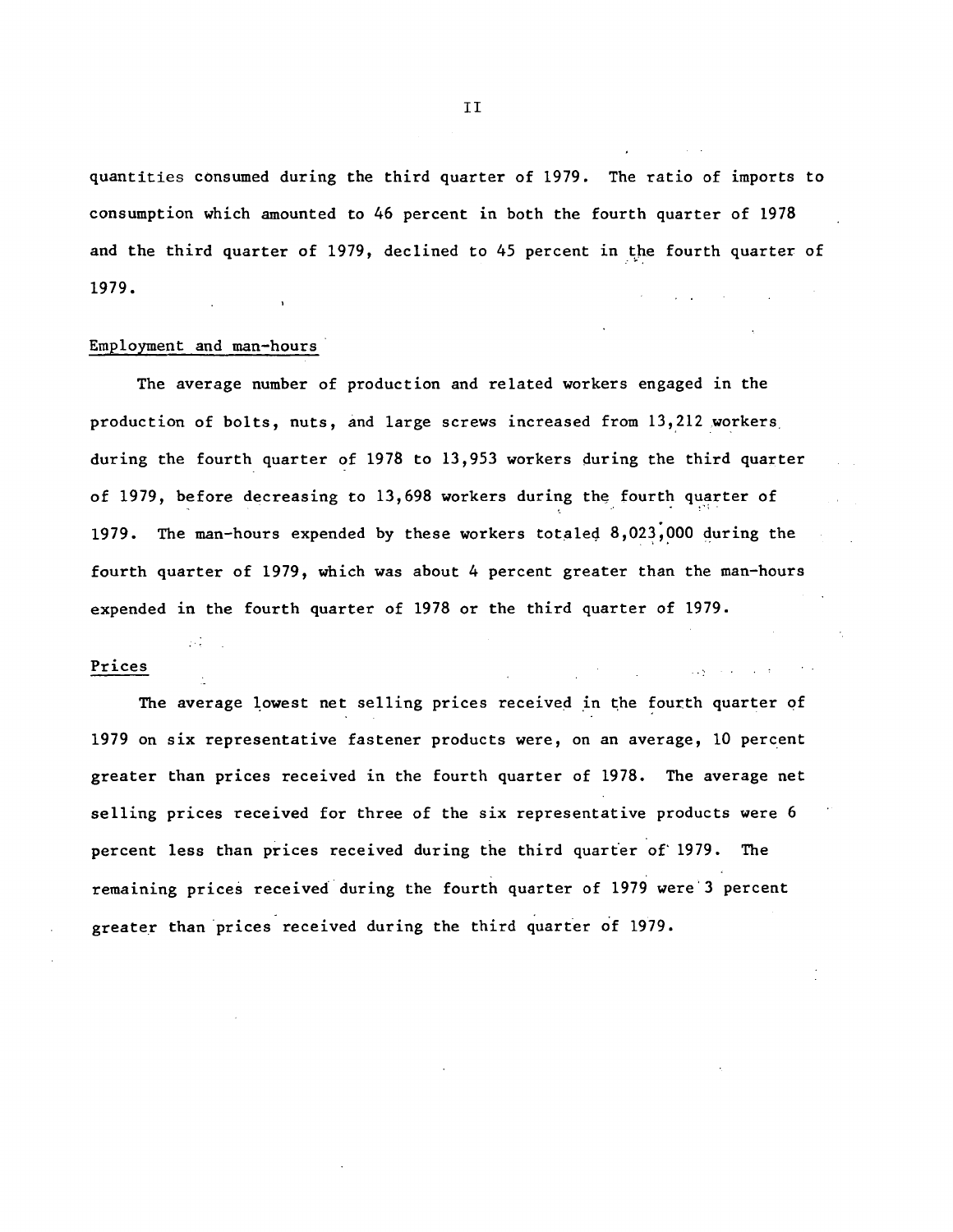quantities consumed during the third quarter of 1979. The ratio of imports to consumption which amounted to 46 percent in both the fourth quarter of 1978 and the third quarter of 1979, declined to 45 percent in the fourth quarter of 1979.

## Employment and man-hours

The average number of production and related workers engaged in the production of bolts, nuts, and large screws increased from 13,212 workers during the fourth quarter of 1978 to 13,953 workers during the third quarter of 1979, before decreasing to 13,698 workers during the fourth quarter of 1979. The man-hours expended by these workers totaled 8,023,000 during the fourth quarter of 1979, which was about 4 percent greater than the man-hours expended in the fourth quarter of 1978 or the third quarter of 1979.

## Prices

The average lowest net selling prices received in the fourth quarter of 1979 on six representative fastener products were, on an average, 10 percent greater than prices received in the fourth quarter of 1978. The average net selling prices received for three of the six representative products were 6 percent less than prices received during the third quarter of 1979. The remaining prices received during the fourth quarter of 1979 were 3 percent greater than prices received during the third quarter of 1979.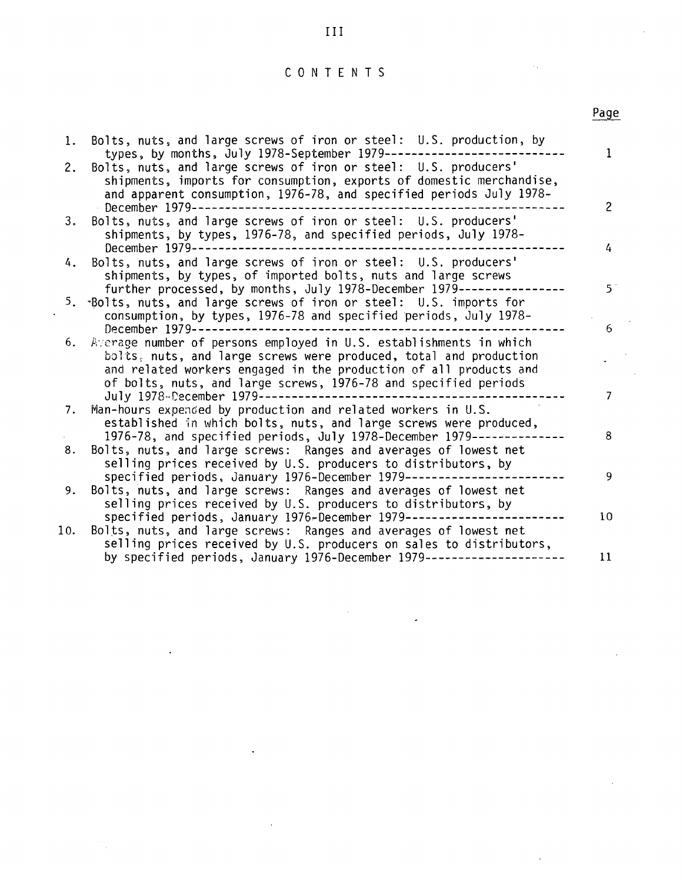# CONTENTS

| | | Page |
|---|---|---|
| 1. | Bolts, nuts, and large screws of iron or steel: U.S. production, by types, by months, July 1978-September 1979 | 1 |
| 2. | Bolts, nuts, and large screws of iron or steel: U.S. producers' shipments, imports for consumption, exports of domestic merchandise, and apparent consumption, 1976-78, and specified periods July 1978-December 1979 | 2 |
| 3. | Bolts, nuts, and large screws of iron or steel: U.S. producers' shipments, by types, 1976-78, and specified periods, July 1978-December 1979 | 4 |
| 4. | Bolts, nuts, and large screws of iron or steel: U.S. producers' shipments, by types, of imported bolts, nuts and large screws further processed, by months, July 1978-December 1979 | 5 |
| 5. | Bolts, nuts, and large screws of iron or steel: U.S. imports for consumption, by types, 1976-78 and specified periods, July 1978-December 1979 | 6 |
| 6. | Average number of persons employed in U.S. establishments in which bolts, nuts, and large screws were produced, total and production and related workers engaged in the production of all products and of bolts, nuts, and large screws, 1976-78 and specified periods July 1978-December 1979 | 7 |
| 7. | Man-hours expended by production and related workers in U.S. established in which bolts, nuts, and large screws were produced, 1976-78, and specified periods, July 1978-December 1979 | 8 |
| 8. | Bolts, nuts, and large screws: Ranges and averages of lowest net selling prices received by U.S. producers to distributors, by specified periods, January 1976-December 1979 | 9 |
| 9. | Bolts, nuts, and large screws: Ranges and averages of lowest net selling prices received by U.S. producers to distributors, by specified periods, January 1976-December 1979 | 10 |
| 10. | Bolts, nuts, and large screws: Ranges and averages of lowest net selling prices received by U.S. producers on sales to distributors, by specified periods, January 1976-December 1979 | 11 |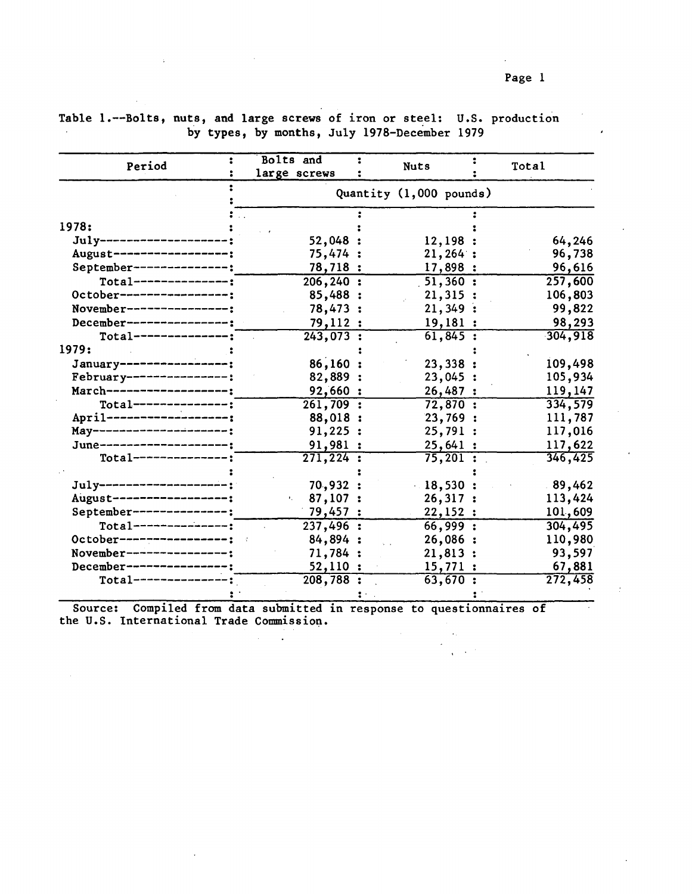Table 1.--Bolts, nuts, and large screws of iron or steel: U.S. production by types, by months, July 1978-December 1979

| Period | Bolts and large screws | Nuts | Total |
|---|---|---|---|
| | Quantity (1,000 pounds) | | |
| 1978: | | | |
| July | 52,048 | 12,198 | 64,246 |
| August | 75,474 | 21,264 | 96,738 |
| September | 78,718 | 17,898 | 96,616 |
| Total | 206,240 | 51,360 | 257,600 |
| October | 85,488 | 21,315 | 106,803 |
| November | 78,473 | 21,349 | 99,822 |
| December | 79,112 | 19,181 | 98,293 |
| Total | 243,073 | 61,845 | 304,918 |
| 1979: | | | |
| January | 86,160 | 23,338 | 109,498 |
| February | 82,889 | 23,045 | 105,934 |
| March | 92,660 | 26,487 | 119,147 |
| Total | 261,709 | 72,870 | 334,579 |
| April | 88,018 | 23,769 | 111,787 |
| May | 91,225 | 25,791 | 117,016 |
| June | 91,981 | 25,641 | 117,622 |
| Total | 271,224 | 75,201 | 346,425 |
| | | | |
| July | 70,932 | 18,530 | 89,462 |
| August | 87,107 | 26,317 | 113,424 |
| September | 79,457 | 22,152 | 101,609 |
| Total | 237,496 | 66,999 | 304,495 |
| October | 84,894 | 26,086 | 110,980 |
| November | 71,784 | 21,813 | 93,597 |
| December | 52,110 | 15,771 | 67,881 |
| Total | 208,788 | 63,670 | 272,458 |

Source: Compiled from data submitted in response to questionnaires of the U.S. International Trade Commission.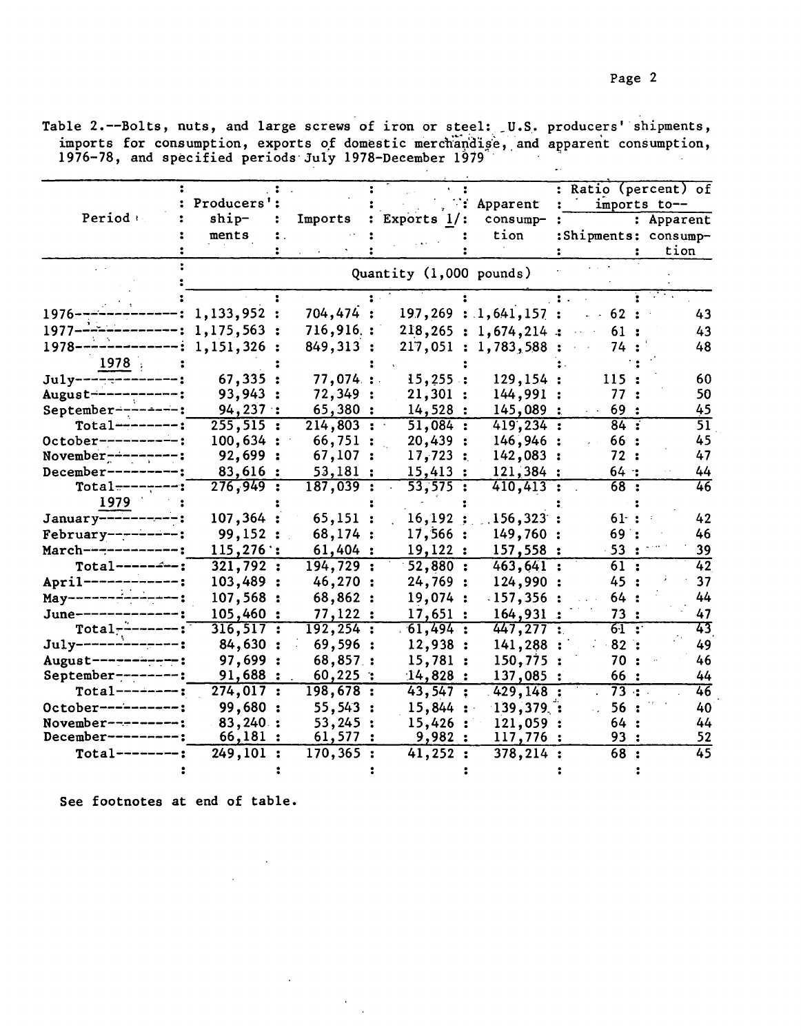Table 2.--Bolts, nuts, and large screws of iron or steel: U.S. producers' shipments, imports for consumption, exports of domestic merchandise, and apparent consumption, 1976-78, and specified periods July 1978-December 1979

| Period | Producers' shipments | Imports | Exports 1/ | Apparent consumption | Ratio (percent) of imports to-- Shipments | Apparent consumption |
|---|---|---|---|---|---|---|
| | Quantity (1,000 pounds) | | | | | |
| 1976 | 1,133,952 | 704,474 | 197,269 | 1,641,157 | 62 | 43 |
| 1977 | 1,175,563 | 716,916 | 218,265 | 1,674,214 | 61 | 43 |
| 1978 | 1,151,326 | 849,313 | 217,051 | 1,783,588 | 74 | 48 |
| 1978 | | | | | | |
| July | 67,335 | 77,074 | 15,255 | 129,154 | 115 | 60 |
| August | 93,943 | 72,349 | 21,301 | 144,991 | 77 | 50 |
| September | 94,237 | 65,380 | 14,528 | 145,089 | 69 | 45 |
| Total | 255,515 | 214,803 | 51,084 | 419,234 | 84 | 51 |
| October | 100,634 | 66,751 | 20,439 | 146,946 | 66 | 45 |
| November | 92,699 | 67,107 | 17,723 | 142,083 | 72 | 47 |
| December | 83,616 | 53,181 | 15,413 | 121,384 | 64 | 44 |
| Total | 276,949 | 187,039 | 53,575 | 410,413 | 68 | 46 |
| 1979 | | | | | | |
| January | 107,364 | 65,151 | 16,192 | 156,323 | 61 | 42 |
| February | 99,152 | 68,174 | 17,566 | 149,760 | 69 | 46 |
| March | 115,276 | 61,404 | 19,122 | 157,558 | 53 | 39 |
| Total | 321,792 | 194,729 | 52,880 | 463,641 | 61 | 42 |
| April | 103,489 | 46,270 | 24,769 | 124,990 | 45 | 37 |
| May | 107,568 | 68,862 | 19,074 | 157,356 | 64 | 44 |
| June | 105,460 | 77,122 | 17,651 | 164,931 | 73 | 47 |
| Total | 316,517 | 192,254 | 61,494 | 447,277 | 61 | 43 |
| July | 84,630 | 69,596 | 12,938 | 141,288 | 82 | 49 |
| August | 97,699 | 68,857 | 15,781 | 150,775 | 70 | 46 |
| September | 91,688 | 60,225 | 14,828 | 137,085 | 66 | 44 |
| Total | 274,017 | 198,678 | 43,547 | 429,148 | 73 | 46 |
| October | 99,680 | 55,543 | 15,844 | 139,379 | 56 | 40 |
| November | 83,240 | 53,245 | 15,426 | 121,059 | 64 | 44 |
| December | 66,181 | 61,577 | 9,982 | 117,776 | 93 | 52 |
| Total | 249,101 | 170,365 | 41,252 | 378,214 | 68 | 45 |

See footnotes at end of table.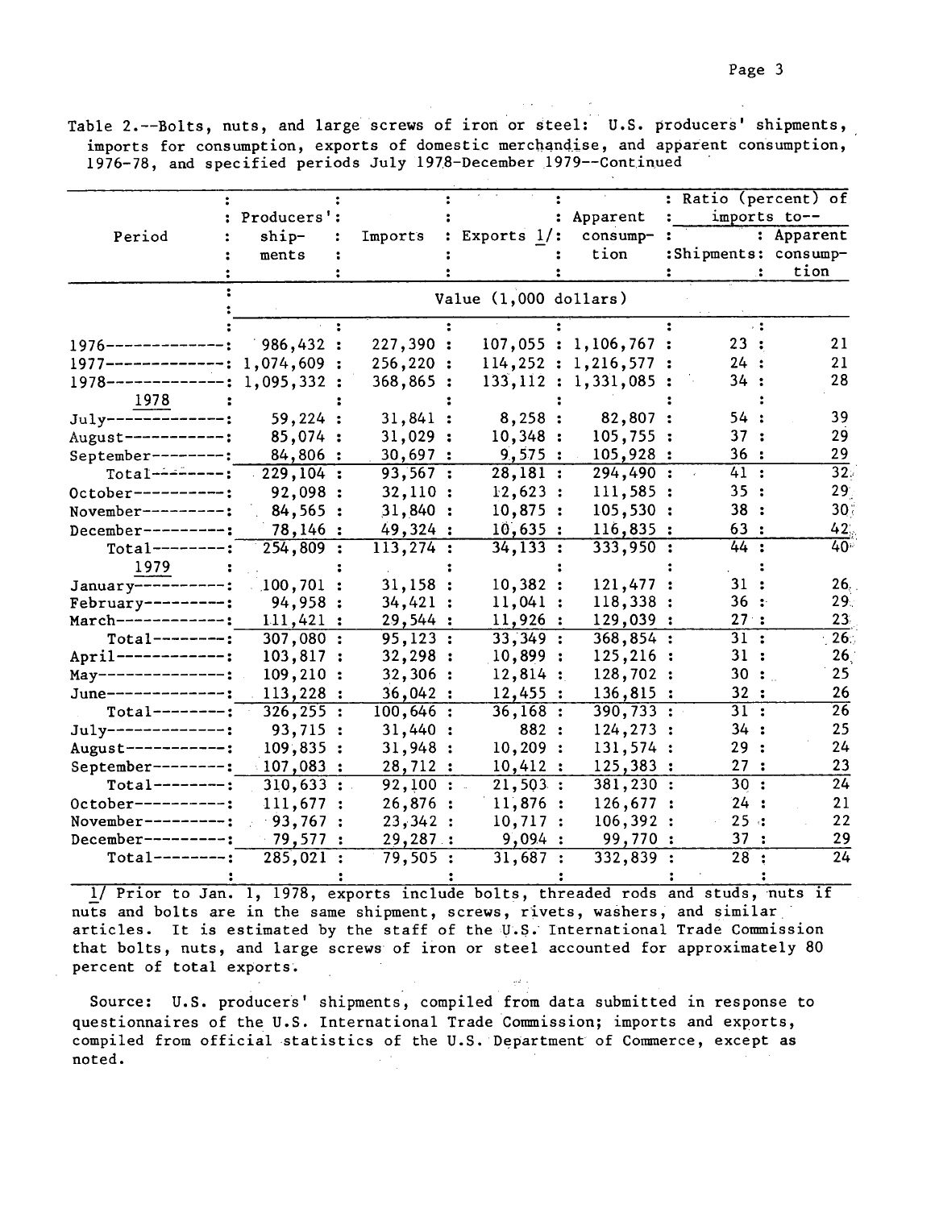Table 2.--Bolts, nuts, and large screws of iron or steel: U.S. producers' shipments, imports for consumption, exports of domestic merchandise, and apparent consumption, 1976-78, and specified periods July 1978-December 1979--Continued

| Period | Producers' shipments | Imports | Exports 1/ | Apparent consumption | Ratio (percent) of imports to-- | |
|---|---|---|---|---|---|---|
| | | | | | Shipments | Apparent consumption |
| | Value (1,000 dollars) | | | | | |
| 1976 | 986,432 | 227,390 | 107,055 | 1,106,767 | 23 | 21 |
| 1977 | 1,074,609 | 256,220 | 114,252 | 1,216,577 | 24 | 21 |
| 1978 | 1,095,332 | 368,865 | 133,112 | 1,331,085 | 34 | 28 |
| 1978 | | | | | | |
| July | 59,224 | 31,841 | 8,258 | 82,807 | 54 | 39 |
| August | 85,074 | 31,029 | 10,348 | 105,755 | 37 | 29 |
| September | 84,806 | 30,697 | 9,575 | 105,928 | 36 | 29 |
| Total | 229,104 | 93,567 | 28,181 | 294,490 | 41 | 32 |
| October | 92,098 | 32,110 | 12,623 | 111,585 | 35 | 29 |
| November | 84,565 | 31,840 | 10,875 | 105,530 | 38 | 30 |
| December | 78,146 | 49,324 | 10,635 | 116,835 | 63 | 42 |
| Total | 254,809 | 113,274 | 34,133 | 333,950 | 44 | 40 |
| 1979 | | | | | | |
| January | 100,701 | 31,158 | 10,382 | 121,477 | 31 | 26 |
| February | 94,958 | 34,421 | 11,041 | 118,338 | 36 | 29 |
| March | 111,421 | 29,544 | 11,926 | 129,039 | 27 | 23 |
| Total | 307,080 | 95,123 | 33,349 | 368,854 | 31 | 26 |
| April | 103,817 | 32,298 | 10,899 | 125,216 | 31 | 26 |
| May | 109,210 | 32,306 | 12,814 | 128,702 | 30 | 25 |
| June | 113,228 | 36,042 | 12,455 | 136,815 | 32 | 26 |
| Total | 326,255 | 100,646 | 36,168 | 390,733 | 31 | 26 |
| July | 93,715 | 31,440 | 882 | 124,273 | 34 | 25 |
| August | 109,835 | 31,948 | 10,209 | 131,574 | 29 | 24 |
| September | 107,083 | 28,712 | 10,412 | 125,383 | 27 | 23 |
| Total | 310,633 | 92,100 | 21,503 | 381,230 | 30 | 24 |
| October | 111,677 | 26,876 | 11,876 | 126,677 | 24 | 21 |
| November | 93,767 | 23,342 | 10,717 | 106,392 | 25 | 22 |
| December | 79,577 | 29,287 | 9,094 | 99,770 | 37 | 29 |
| Total | 285,021 | 79,505 | 31,687 | 332,839 | 28 | 24 |

1/ Prior to Jan. 1, 1978, exports include bolts, threaded rods and studs, nuts if nuts and bolts are in the same shipment, screws, rivets, washers, and similar articles. It is estimated by the staff of the U.S. International Trade Commission that bolts, nuts, and large screws of iron or steel accounted for approximately 80 percent of total exports.

Source: U.S. producers' shipments, compiled from data submitted in response to questionnaires of the U.S. International Trade Commission; imports and exports, compiled from official statistics of the U.S. Department of Commerce, except as noted.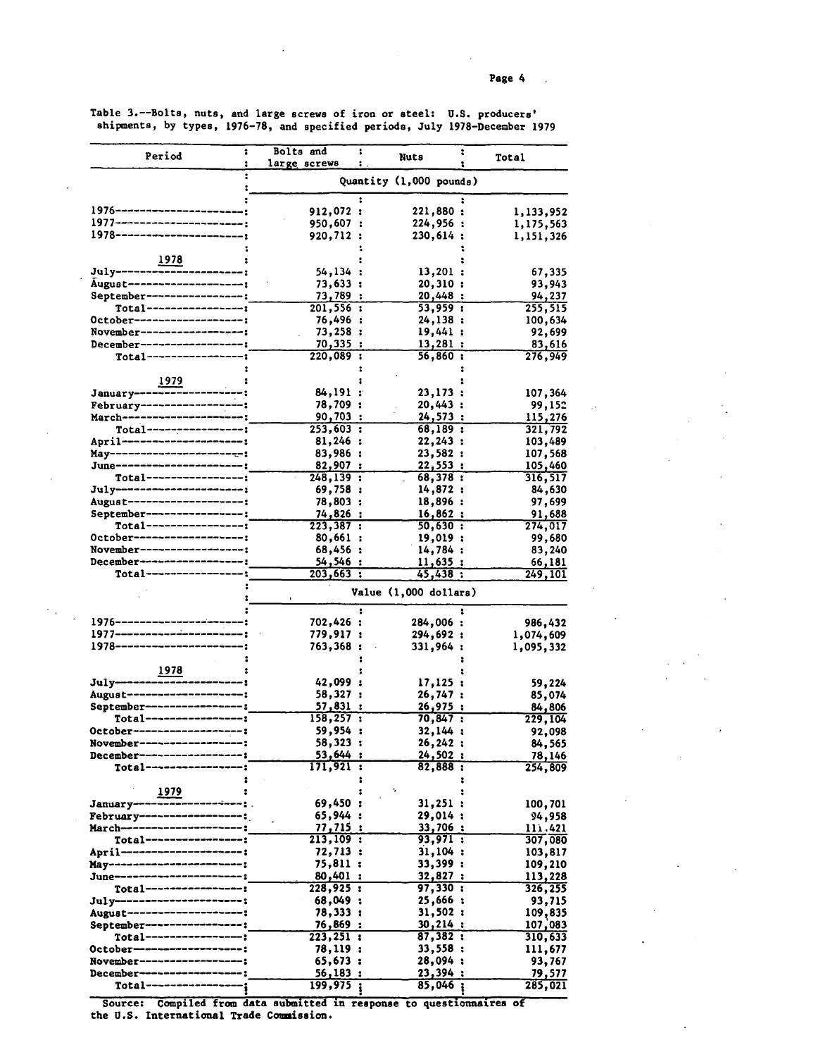Table 3.--Bolts, nuts, and large screws of iron or steel: U.S. producers' shipments, by types, 1976-78, and specified periods, July 1978-December 1979

| Period | Bolts and large screws | Nuts | Total |
|---|---|---|---|
| | Quantity (1,000 pounds) | | |
| 1976 | 912,072 | 221,880 | 1,133,952 |
| 1977 | 950,607 | 224,956 | 1,175,563 |
| 1978 | 920,712 | 230,614 | 1,151,326 |
| 1978 | | | |
| July | 54,134 | 13,201 | 67,335 |
| August | 73,633 | 20,310 | 93,943 |
| September | 73,789 | 20,448 | 94,237 |
| Total | 201,556 | 53,959 | 255,515 |
| October | 76,496 | 24,138 | 100,634 |
| November | 73,258 | 19,441 | 92,699 |
| December | 70,335 | 13,281 | 83,616 |
| Total | 220,089 | 56,860 | 276,949 |
| 1979 | | | |
| January | 84,191 | 23,173 | 107,364 |
| February | 78,709 | 20,443 | 99,152 |
| March | 90,703 | 24,573 | 115,276 |
| Total | 253,603 | 68,189 | 321,792 |
| April | 81,246 | 22,243 | 103,489 |
| May | 83,986 | 23,582 | 107,568 |
| June | 82,907 | 22,553 | 105,460 |
| Total | 248,139 | 68,378 | 316,517 |
| July | 69,758 | 14,872 | 84,630 |
| August | 78,803 | 18,896 | 97,699 |
| September | 74,826 | 16,862 | 91,688 |
| Total | 223,387 | 50,630 | 274,017 |
| October | 80,661 | 19,019 | 99,680 |
| November | 68,456 | 14,784 | 83,240 |
| December | 54,546 | 11,635 | 66,181 |
| Total | 203,663 | 45,438 | 249,101 |
| | Value (1,000 dollars) | | |
| 1976 | 702,426 | 284,006 | 986,432 |
| 1977 | 779,917 | 294,692 | 1,074,609 |
| 1978 | 763,368 | 331,964 | 1,095,332 |
| 1978 | | | |
| July | 42,099 | 17,125 | 59,224 |
| August | 58,327 | 26,747 | 85,074 |
| September | 57,831 | 26,975 | 84,806 |
| Total | 158,257 | 70,847 | 229,104 |
| October | 59,954 | 32,144 | 92,098 |
| November | 58,323 | 26,242 | 84,565 |
| December | 53,644 | 24,502 | 78,146 |
| Total | 171,921 | 82,888 | 254,809 |
| 1979 | | | |
| January | 69,450 | 31,251 | 100,701 |
| February | 65,944 | 29,014 | 94,958 |
| March | 77,715 | 33,706 | 111,421 |
| Total | 213,109 | 93,971 | 307,080 |
| April | 72,713 | 31,104 | 103,817 |
| May | 75,811 | 33,399 | 109,210 |
| June | 80,401 | 32,827 | 113,228 |
| Total | 228,925 | 97,330 | 326,255 |
| July | 68,049 | 25,666 | 93,715 |
| August | 78,333 | 31,502 | 109,835 |
| September | 76,869 | 30,214 | 107,083 |
| Total | 223,251 | 87,382 | 310,633 |
| October | 78,119 | 33,558 | 111,677 |
| November | 65,673 | 28,094 | 93,767 |
| December | 56,183 | 23,394 | 79,577 |
| Total | 199,975 | 85,046 | 285,021 |

Source: Compiled from data submitted in response to questionnaires of the U.S. International Trade Commission.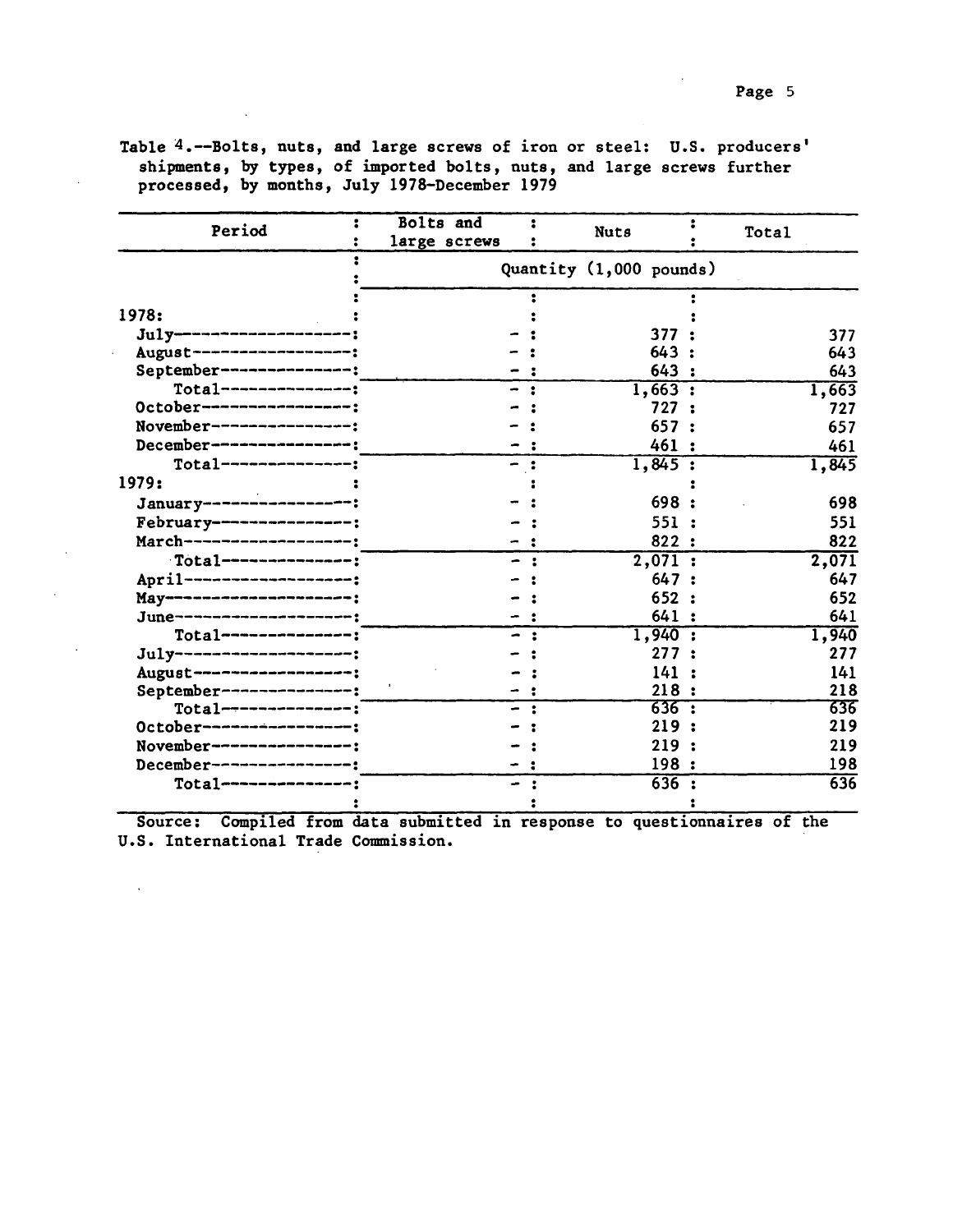Table 4.--Bolts, nuts, and large screws of iron or steel: U.S. producers' shipments, by types, of imported bolts, nuts, and large screws further processed, by months, July 1978-December 1979

| Period | Bolts and large screws | Nuts | Total |
|---|---|---|---|
| | Quantity (1,000 pounds) | | |
| 1978: | | | |
| July | - | 377 | 377 |
| August | - | 643 | 643 |
| September | - | 643 | 643 |
| Total | - | 1,663 | 1,663 |
| October | - | 727 | 727 |
| November | - | 657 | 657 |
| December | - | 461 | 461 |
| Total | - | 1,845 | 1,845 |
| 1979: | | | |
| January | - | 698 | 698 |
| February | - | 551 | 551 |
| March | - | 822 | 822 |
| Total | - | 2,071 | 2,071 |
| April | - | 647 | 647 |
| May | - | 652 | 652 |
| June | - | 641 | 641 |
| Total | - | 1,940 | 1,940 |
| July | - | 277 | 277 |
| August | - | 141 | 141 |
| September | - | 218 | 218 |
| Total | - | 636 | 636 |
| October | - | 219 | 219 |
| November | - | 219 | 219 |
| December | - | 198 | 198 |
| Total | - | 636 | 636 |

Source: Compiled from data submitted in response to questionnaires of the U.S. International Trade Commission.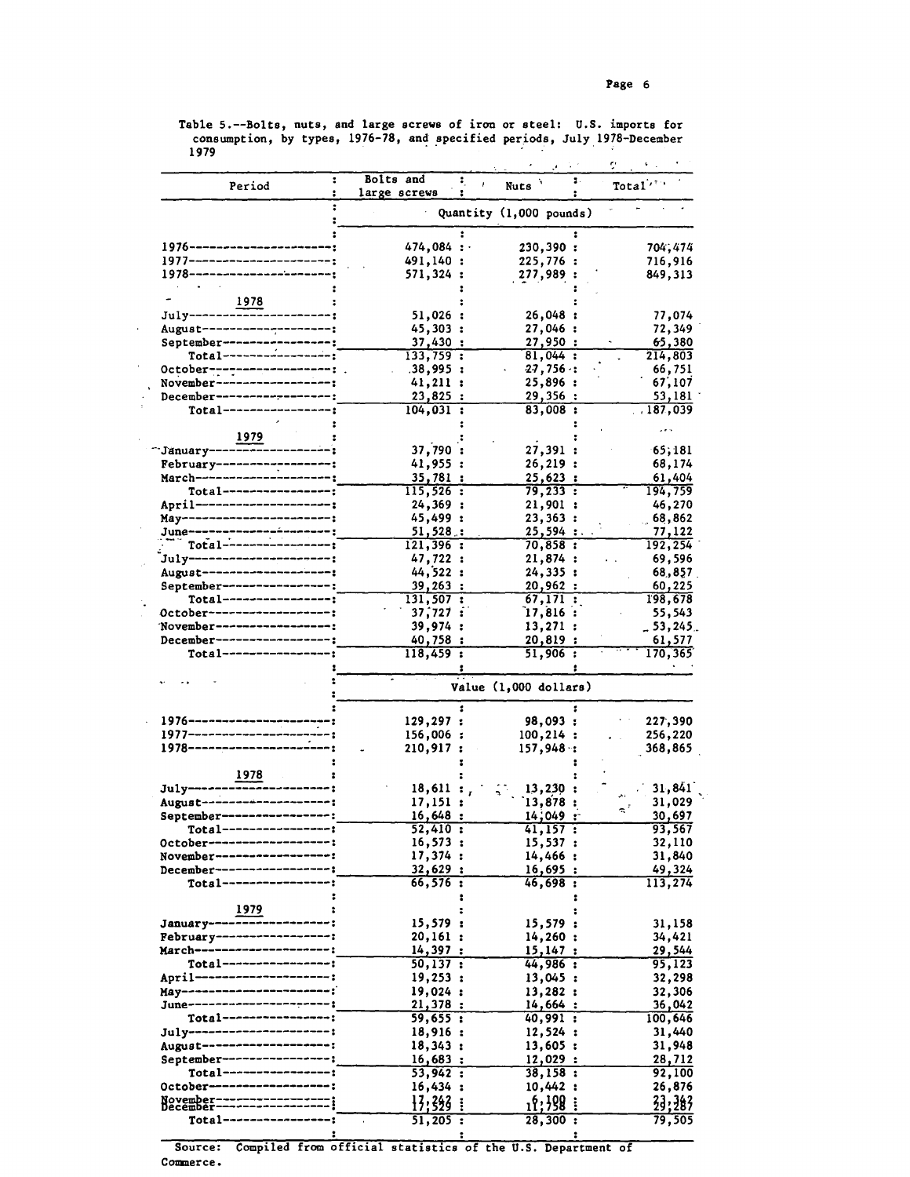Table 5.--Bolts, nuts, and large screws of iron or steel: U.S. imports for consumption, by types, 1976-78, and specified periods, July 1978-December 1979

| Period | Bolts and large screws | Nuts | Total |
|---|---|---|---|
| | Quantity (1,000 pounds) | | |
| 1976 | 474,084 | 230,390 | 704,474 |
| 1977 | 491,140 | 225,776 | 716,916 |
| 1978 | 571,324 | 277,989 | 849,313 |
| 1978 | | | |
| July | 51,026 | 26,048 | 77,074 |
| August | 45,303 | 27,046 | 72,349 |
| September | 37,430 | 27,950 | 65,380 |
| Total | 133,759 | 81,044 | 214,803 |
| October | 38,995 | 27,756 | 66,751 |
| November | 41,211 | 25,896 | 67,107 |
| December | 23,825 | 29,356 | 53,181 |
| Total | 104,031 | 83,008 | 187,039 |
| 1979 | | | |
| January | 37,790 | 27,391 | 65,181 |
| February | 41,955 | 26,219 | 68,174 |
| March | 35,781 | 25,623 | 61,404 |
| Total | 115,526 | 79,233 | 194,759 |
| April | 24,369 | 21,901 | 46,270 |
| May | 45,499 | 23,363 | 68,862 |
| June | 51,528 | 25,594 | 77,122 |
| Total | 121,396 | 70,858 | 192,254 |
| July | 47,722 | 21,874 | 69,596 |
| August | 44,522 | 24,335 | 68,857 |
| September | 39,263 | 20,962 | 60,225 |
| Total | 131,507 | 67,171 | 198,678 |
| October | 37,727 | 17,816 | 55,543 |
| November | 39,974 | 13,271 | 53,245 |
| December | 40,758 | 20,819 | 61,577 |
| Total | 118,459 | 51,906 | 170,365 |
| | Value (1,000 dollars) | | |
| 1976 | 129,297 | 98,093 | 227,390 |
| 1977 | 156,006 | 100,214 | 256,220 |
| 1978 | 210,917 | 157,948 | 368,865 |
| 1978 | | | |
| July | 18,611 | 13,230 | 31,841 |
| August | 17,151 | 13,878 | 31,029 |
| September | 16,648 | 14,049 | 30,697 |
| Total | 52,410 | 41,157 | 93,567 |
| October | 16,573 | 15,537 | 32,110 |
| November | 17,374 | 14,466 | 31,840 |
| December | 32,629 | 16,695 | 49,324 |
| Total | 66,576 | 46,698 | 113,274 |
| 1979 | | | |
| January | 15,579 | 15,579 | 31,158 |
| February | 20,161 | 14,260 | 34,421 |
| March | 14,397 | 15,147 | 29,544 |
| Total | 50,137 | 44,986 | 95,123 |
| April | 19,253 | 13,045 | 32,298 |
| May | 19,024 | 13,282 | 32,306 |
| June | 21,378 | 14,664 | 36,042 |
| Total | 59,655 | 40,991 | 100,646 |
| July | 18,916 | 12,524 | 31,440 |
| August | 18,343 | 13,605 | 31,948 |
| September | 16,683 | 12,029 | 28,712 |
| Total | 53,942 | 38,158 | 92,100 |
| October | 16,434 | 10,442 | 26,876 |
| November | 17,242 | 6,100 | 23,342 |
| December | 17,529 | 11,758 | 29,287 |
| Total | 51,205 | 28,300 | 79,505 |

Source: Compiled from official statistics of the U.S. Department of Commerce.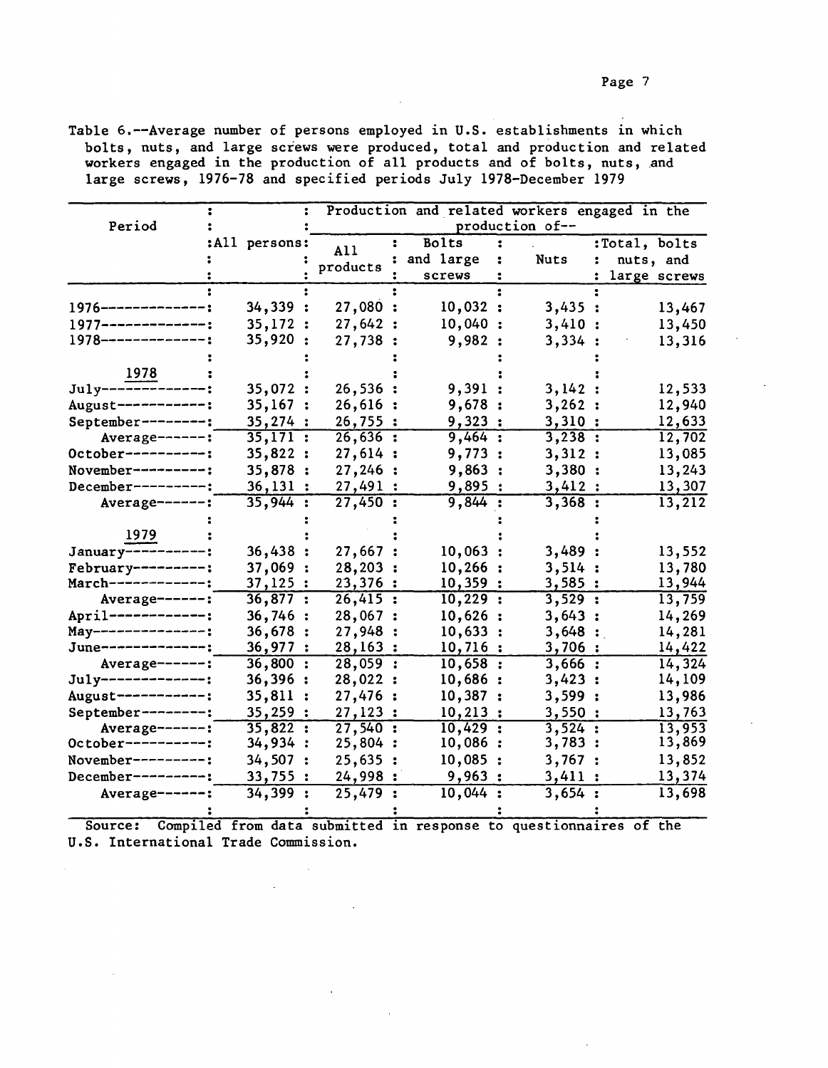Table 6.--Average number of persons employed in U.S. establishments in which bolts, nuts, and large screws were produced, total and production and related workers engaged in the production of all products and of bolts, nuts, and large screws, 1976-78 and specified periods July 1978-December 1979

| Period | All persons | Production and related workers engaged in the production of-- | | | |
|---|---|---|---|---|---|
| | | All products | Bolts and large screws | Nuts | Total, bolts nuts, and large screws |
| 1976 | 34,339 | 27,080 | 10,032 | 3,435 | 13,467 |
| 1977 | 35,172 | 27,642 | 10,040 | 3,410 | 13,450 |
| 1978 | 35,920 | 27,738 | 9,982 | 3,334 | 13,316 |
| **1978** | | | | | |
| July | 35,072 | 26,536 | 9,391 | 3,142 | 12,533 |
| August | 35,167 | 26,616 | 9,678 | 3,262 | 12,940 |
| September | 35,274 | 26,755 | 9,323 | 3,310 | 12,633 |
| Average | 35,171 | 26,636 | 9,464 | 3,238 | 12,702 |
| October | 35,822 | 27,614 | 9,773 | 3,312 | 13,085 |
| November | 35,878 | 27,246 | 9,863 | 3,380 | 13,243 |
| December | 36,131 | 27,491 | 9,895 | 3,412 | 13,307 |
| Average | 35,944 | 27,450 | 9,844 | 3,368 | 13,212 |
| **1979** | | | | | |
| January | 36,438 | 27,667 | 10,063 | 3,489 | 13,552 |
| February | 37,069 | 28,203 | 10,266 | 3,514 | 13,780 |
| March | 37,125 | 23,376 | 10,359 | 3,585 | 13,944 |
| Average | 36,877 | 26,415 | 10,229 | 3,529 | 13,759 |
| April | 36,746 | 28,067 | 10,626 | 3,643 | 14,269 |
| May | 36,678 | 27,948 | 10,633 | 3,648 | 14,281 |
| June | 36,977 | 28,163 | 10,716 | 3,706 | 14,422 |
| Average | 36,800 | 28,059 | 10,658 | 3,666 | 14,324 |
| July | 36,396 | 28,022 | 10,686 | 3,423 | 14,109 |
| August | 35,811 | 27,476 | 10,387 | 3,599 | 13,986 |
| September | 35,259 | 27,123 | 10,213 | 3,550 | 13,763 |
| Average | 35,822 | 27,540 | 10,429 | 3,524 | 13,953 |
| October | 34,934 | 25,804 | 10,086 | 3,783 | 13,869 |
| November | 34,507 | 25,635 | 10,085 | 3,767 | 13,852 |
| December | 33,755 | 24,998 | 9,963 | 3,411 | 13,374 |
| Average | 34,399 | 25,479 | 10,044 | 3,654 | 13,698 |

Source: Compiled from data submitted in response to questionnaires of the U.S. International Trade Commission.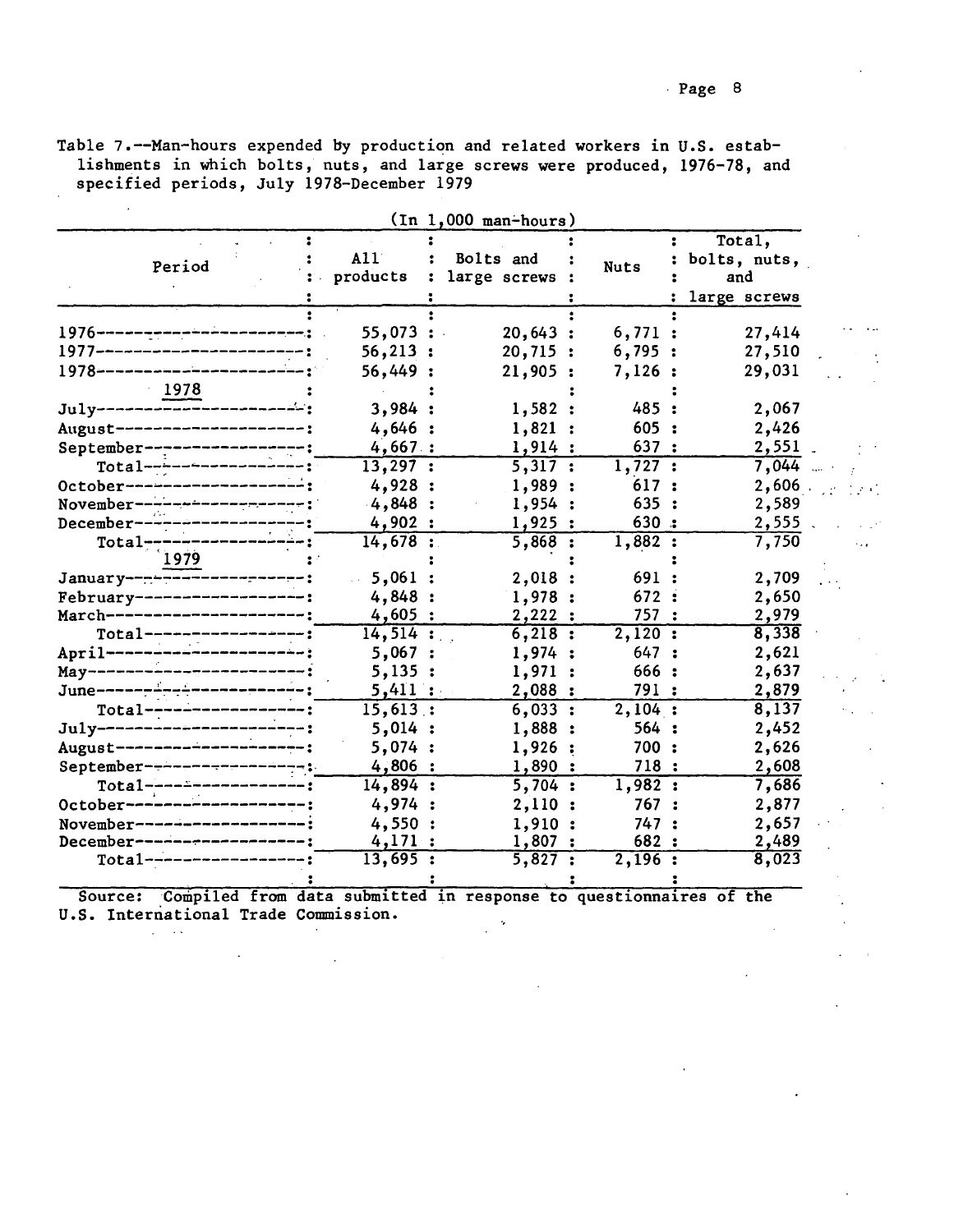Table 7.--Man-hours expended by production and related workers in U.S. establishments in which bolts, nuts, and large screws were produced, 1976-78, and specified periods, July 1978-December 1979

(In 1,000 man-hours)

| Period | All products | Bolts and large screws | Nuts | Total, bolts, nuts, and large screws |
|---|---|---|---|---|
| 1976 | 55,073 | 20,643 | 6,771 | 27,414 |
| 1977 | 56,213 | 20,715 | 6,795 | 27,510 |
| 1978 | 56,449 | 21,905 | 7,126 | 29,031 |
| 1978 | | | | |
| July | 3,984 | 1,582 | 485 | 2,067 |
| August | 4,646 | 1,821 | 605 | 2,426 |
| September | 4,667 | 1,914 | 637 | 2,551 |
| Total | 13,297 | 5,317 | 1,727 | 7,044 |
| October | 4,928 | 1,989 | 617 | 2,606 |
| November | 4,848 | 1,954 | 635 | 2,589 |
| December | 4,902 | 1,925 | 630 | 2,555 |
| Total | 14,678 | 5,868 | 1,882 | 7,750 |
| 1979 | | | | |
| January | 5,061 | 2,018 | 691 | 2,709 |
| February | 4,848 | 1,978 | 672 | 2,650 |
| March | 4,605 | 2,222 | 757 | 2,979 |
| Total | 14,514 | 6,218 | 2,120 | 8,338 |
| April | 5,067 | 1,974 | 647 | 2,621 |
| May | 5,135 | 1,971 | 666 | 2,637 |
| June | 5,411 | 2,088 | 791 | 2,879 |
| Total | 15,613 | 6,033 | 2,104 | 8,137 |
| July | 5,014 | 1,888 | 564 | 2,452 |
| August | 5,074 | 1,926 | 700 | 2,626 |
| September | 4,806 | 1,890 | 718 | 2,608 |
| Total | 14,894 | 5,704 | 1,982 | 7,686 |
| October | 4,974 | 2,110 | 767 | 2,877 |
| November | 4,550 | 1,910 | 747 | 2,657 |
| December | 4,171 | 1,807 | 682 | 2,489 |
| Total | 13,695 | 5,827 | 2,196 | 8,023 |

Source: Compiled from data submitted in response to questionnaires of the U.S. International Trade Commission.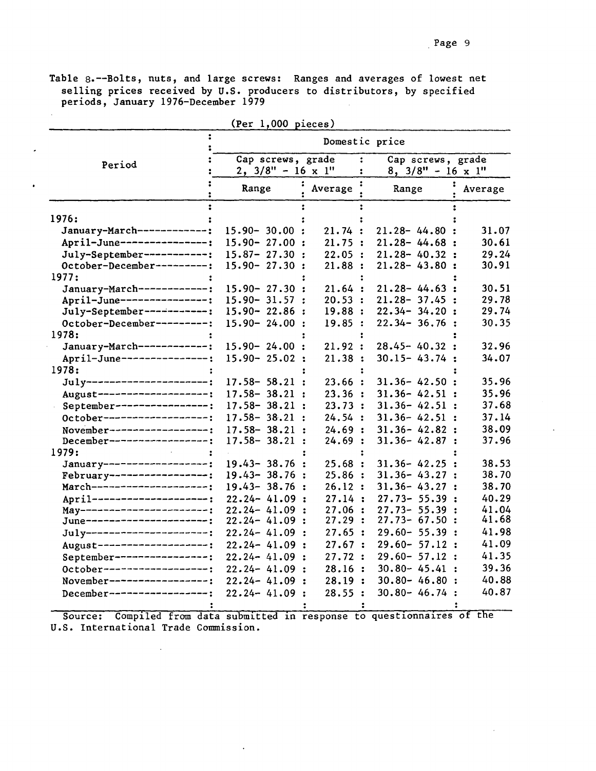Table 8.--Bolts, nuts, and large screws: Ranges and averages of lowest net selling prices received by U.S. producers to distributors, by specified periods, January 1976-December 1979

(Per 1,000 pieces)

| Period | Domestic price | | | |
|---|---|---|---|---|
| | Cap screws, grade 2, 3/8" - 16 x 1" | | Cap screws, grade 8, 3/8" - 16 x 1" | |
| | Range | Average | Range | Average |
| 1976: | | | | |
| January-March | 15.90- 30.00 | 21.74 | 21.28- 44.80 | 31.07 |
| April-June | 15.90- 27.00 | 21.75 | 21.28- 44.68 | 30.61 |
| July-September | 15.87- 27.30 | 22.05 | 21.28- 40.32 | 29.24 |
| October-December | 15.90- 27.30 | 21.88 | 21.28- 43.80 | 30.91 |
| 1977: | | | | |
| January-March | 15.90- 27.30 | 21.64 | 21.28- 44.63 | 30.51 |
| April-June | 15.90- 31.57 | 20.53 | 21.28- 37.45 | 29.78 |
| July-September | 15.90- 22.86 | 19.88 | 22.34- 34.20 | 29.74 |
| October-December | 15.90- 24.00 | 19.85 | 22.34- 36.76 | 30.35 |
| 1978: | | | | |
| January-March | 15.90- 24.00 | 21.92 | 28.45- 40.32 | 32.96 |
| April-June | 15.90- 25.02 | 21.38 | 30.15- 43.74 | 34.07 |
| 1978: | | | | |
| July | 17.58- 58.21 | 23.66 | 31.36- 42.50 | 35.96 |
| August | 17.58- 38.21 | 23.36 | 31.36- 42.51 | 35.96 |
| September | 17.58- 38.21 | 23.73 | 31.36- 42.51 | 37.68 |
| October | 17.58- 38.21 | 24.54 | 31.36- 42.51 | 37.14 |
| November | 17.58- 38.21 | 24.69 | 31.36- 42.82 | 38.09 |
| December | 17.58- 38.21 | 24.69 | 31.36- 42.87 | 37.96 |
| 1979: | | | | |
| January | 19.43- 38.76 | 25.68 | 31.36- 42.25 | 38.53 |
| February | 19.43- 38.76 | 25.86 | 31.36- 43.27 | 38.70 |
| March | 19.43- 38.76 | 26.12 | 31.36- 43.27 | 38.70 |
| April | 22.24- 41.09 | 27.14 | 27.73- 55.39 | 40.29 |
| May | 22.24- 41.09 | 27.06 | 27.73- 55.39 | 41.04 |
| June | 22.24- 41.09 | 27.29 | 27.73- 67.50 | 41.68 |
| July | 22.24- 41.09 | 27.65 | 29.60- 55.39 | 41.98 |
| August | 22.24- 41.09 | 27.67 | 29.60- 57.12 | 41.09 |
| September | 22.24- 41.09 | 27.72 | 29.60- 57.12 | 41.35 |
| October | 22.24- 41.09 | 28.16 | 30.80- 45.41 | 39.36 |
| November | 22.24- 41.09 | 28.19 | 30.80- 46.80 | 40.88 |
| December | 22.24- 41.09 | 28.55 | 30.80- 46.74 | 40.87 |

Source: Compiled from data submitted in response to questionnaires of the U.S. International Trade Commission.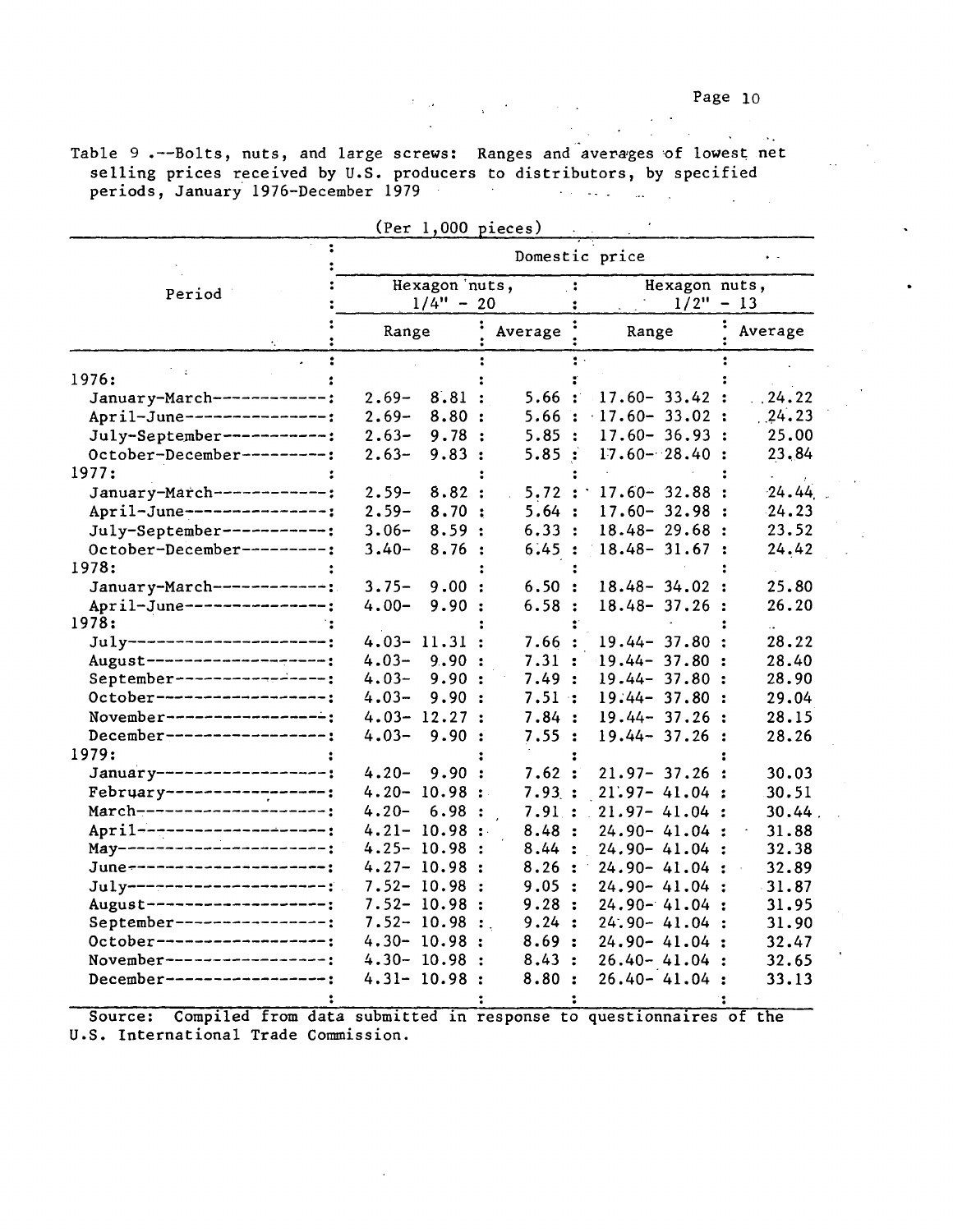Table 9 .--Bolts, nuts, and large screws: Ranges and averages of lowest net selling prices received by U.S. producers to distributors, by specified periods, January 1976-December 1979

(Per 1,000 pieces)

| Period | Domestic price | | | |
|---|---|---|---|---|
| | Hexagon nuts, 1/4" - 20 | | Hexagon nuts, 1/2" - 13 | |
| | Range | Average | Range | Average |
| 1976: | | | | |
| January-March | 2.69- 8.81 | 5.66 | 17.60- 33.42 | 24.22 |
| April-June | 2.69- 8.80 | 5.66 | 17.60- 33.02 | 24.23 |
| July-September | 2.63- 9.78 | 5.85 | 17.60- 36.93 | 25.00 |
| October-December | 2.63- 9.83 | 5.85 | 17.60- 28.40 | 23.84 |
| 1977: | | | | |
| January-March | 2.59- 8.82 | 5.72 | 17.60- 32.88 | 24.44 |
| April-June | 2.59- 8.70 | 5.64 | 17.60- 32.98 | 24.23 |
| July-September | 3.06- 8.59 | 6.33 | 18.48- 29.68 | 23.52 |
| October-December | 3.40- 8.76 | 6.45 | 18.48- 31.67 | 24.42 |
| 1978: | | | | |
| January-March | 3.75- 9.00 | 6.50 | 18.48- 34.02 | 25.80 |
| April-June | 4.00- 9.90 | 6.58 | 18.48- 37.26 | 26.20 |
| 1978: | | | | |
| July | 4.03- 11.31 | 7.66 | 19.44- 37.80 | 28.22 |
| August | 4.03- 9.90 | 7.31 | 19.44- 37.80 | 28.40 |
| September | 4.03- 9.90 | 7.49 | 19.44- 37.80 | 28.90 |
| October | 4.03- 9.90 | 7.51 | 19.44- 37.80 | 29.04 |
| November | 4.03- 12.27 | 7.84 | 19.44- 37.26 | 28.15 |
| December | 4.03- 9.90 | 7.55 | 19.44- 37.26 | 28.26 |
| 1979: | | | | |
| January | 4.20- 9.90 | 7.62 | 21.97- 37.26 | 30.03 |
| February | 4.20- 10.98 | 7.93 | 21.97- 41.04 | 30.51 |
| March | 4.20- 6.98 | 7.91 | 21.97- 41.04 | 30.44 |
| April | 4.21- 10.98 | 8.48 | 24.90- 41.04 | 31.88 |
| May | 4.25- 10.98 | 8.44 | 24.90- 41.04 | 32.38 |
| June | 4.27- 10.98 | 8.26 | 24.90- 41.04 | 32.89 |
| July | 7.52- 10.98 | 9.05 | 24.90- 41.04 | 31.87 |
| August | 7.52- 10.98 | 9.28 | 24.90- 41.04 | 31.95 |
| September | 7.52- 10.98 | 9.24 | 24.90- 41.04 | 31.90 |
| October | 4.30- 10.98 | 8.69 | 24.90- 41.04 | 32.47 |
| November | 4.30- 10.98 | 8.43 | 26.40- 41.04 | 32.65 |
| December | 4.31- 10.98 | 8.80 | 26.40- 41.04 | 33.13 |

Source: Compiled from data submitted in response to questionnaires of the U.S. International Trade Commission.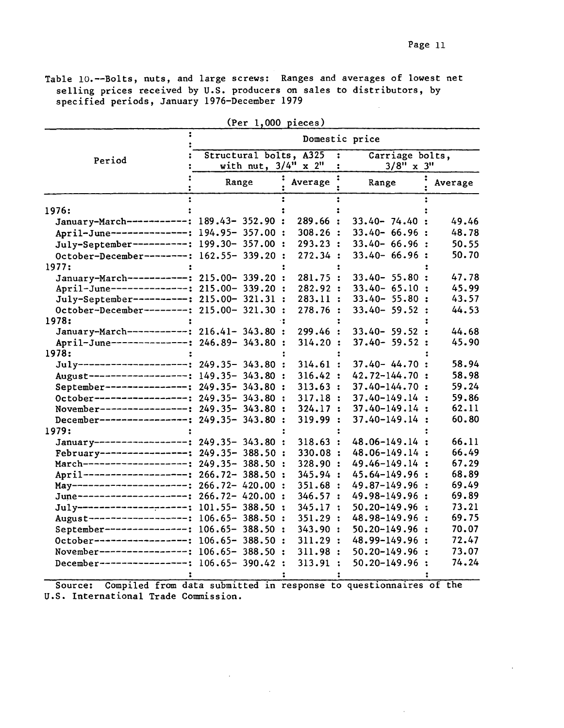Table 10.--Bolts, nuts, and large screws: Ranges and averages of lowest net selling prices received by U.S. producers on sales to distributors, by specified periods, January 1976-December 1979

(Per 1,000 pieces)

| Period | Domestic price | | | |
|---|---|---|---|---|
| | Structural bolts, A325 with nut, 3/4" x 2" | | Carriage bolts, 3/8" x 3" | |
| | Range | Average | Range | Average |
| 1976: | | | | |
| January-March | 189.43- 352.90 | 289.66 | 33.40- 74.40 | 49.46 |
| April-June | 194.95- 357.00 | 308.26 | 33.40- 66.96 | 48.78 |
| July-September | 199.30- 357.00 | 293.23 | 33.40- 66.96 | 50.55 |
| October-December | 162.55- 339.20 | 272.34 | 33.40- 66.96 | 50.70 |
| 1977: | | | | |
| January-March | 215.00- 339.20 | 281.75 | 33.40- 55.80 | 47.78 |
| April-June | 215.00- 339.20 | 282.92 | 33.40- 65.10 | 45.99 |
| July-September | 215.00- 321.31 | 283.11 | 33.40- 55.80 | 43.57 |
| October-December | 215.00- 321.30 | 278.76 | 33.40- 59.52 | 44.53 |
| 1978: | | | | |
| January-March | 216.41- 343.80 | 299.46 | 33.40- 59.52 | 44.68 |
| April-June | 246.89- 343.80 | 314.20 | 37.40- 59.52 | 45.90 |
| 1978: | | | | |
| July | 249.35- 343.80 | 314.61 | 37.40- 44.70 | 58.94 |
| August | 149.35- 343.80 | 316.42 | 42.72-144.70 | 58.98 |
| September | 249.35- 343.80 | 313.63 | 37.40-144.70 | 59.24 |
| October | 249.35- 343.80 | 317.18 | 37.40-149.14 | 59.86 |
| November | 249.35- 343.80 | 324.17 | 37.40-149.14 | 62.11 |
| December | 249.35- 343.80 | 319.99 | 37.40-149.14 | 60.80 |
| 1979: | | | | |
| January | 249.35- 343.80 | 318.63 | 48.06-149.14 | 66.11 |
| February | 249.35- 388.50 | 330.08 | 48.06-149.14 | 66.49 |
| March | 249.35- 388.50 | 328.90 | 49.46-149.14 | 67.29 |
| April | 266.72- 388.50 | 345.94 | 45.64-149.96 | 68.89 |
| May | 266.72- 420.00 | 351.68 | 49.87-149.96 | 69.49 |
| June | 266.72- 420.00 | 346.57 | 49.98-149.96 | 69.89 |
| July | 101.55- 388.50 | 345.17 | 50.20-149.96 | 73.21 |
| August | 106.65- 388.50 | 351.29 | 48.98-149.96 | 69.75 |
| September | 106.65- 388.50 | 343.90 | 50.20-149.96 | 70.07 |
| October | 106.65- 388.50 | 311.29 | 48.99-149.96 | 72.47 |
| November | 106.65- 388.50 | 311.98 | 50.20-149.96 | 73.07 |
| December | 106.65- 390.42 | 313.91 | 50.20-149.96 | 74.24 |

Source: Compiled from data submitted in response to questionnaires of the U.S. International Trade Commission.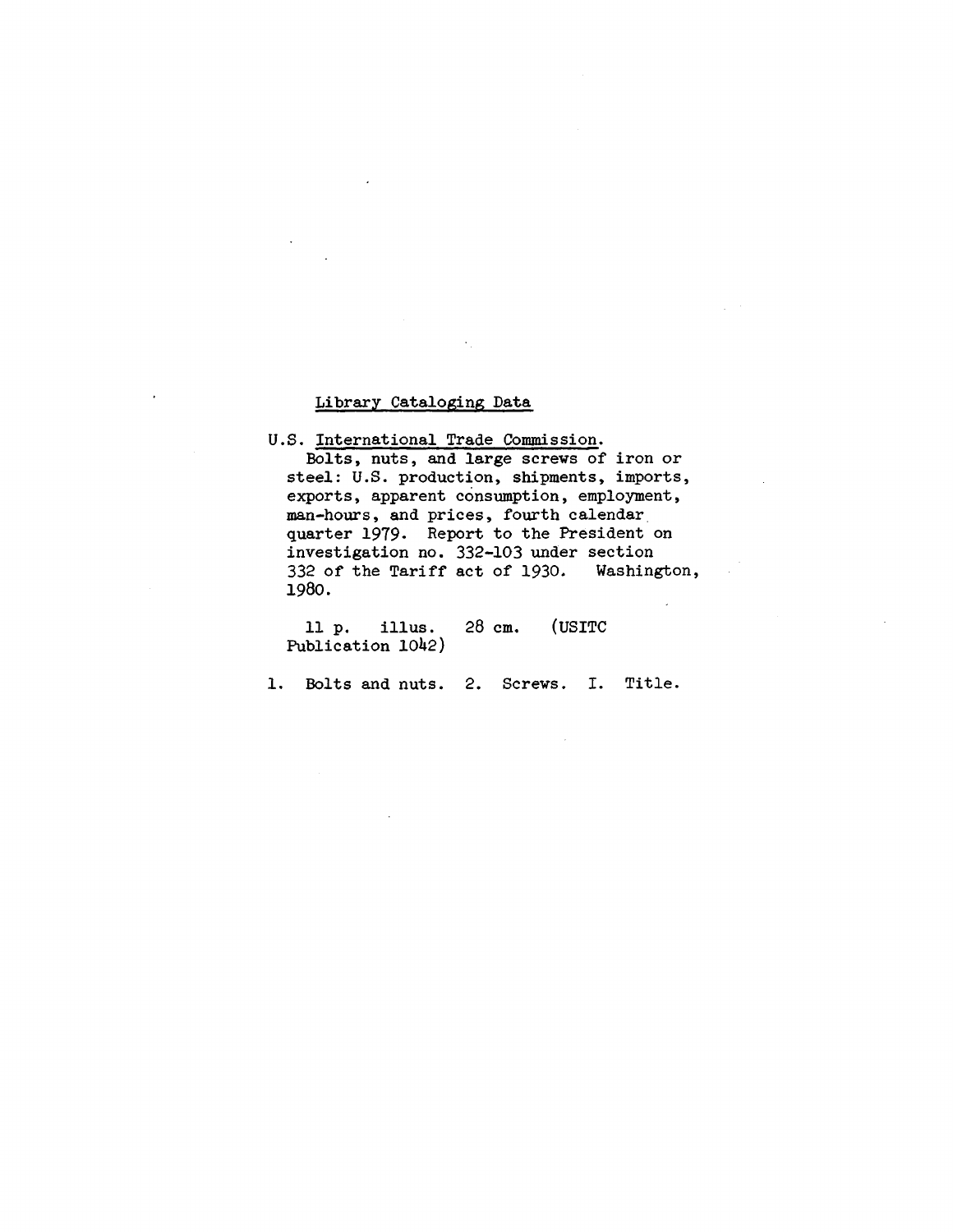Library Cataloging Data

U.S. International Trade Commission.
Bolts, nuts, and large screws of iron or steel: U.S. production, shipments, imports, exports, apparent consumption, employment, man-hours, and prices, fourth calendar quarter 1979. Report to the President on investigation no. 332-103 under section 332 of the Tariff act of 1930. Washington, 1980.

11 p. illus. 28 cm. (USITC Publication 1042)

1. Bolts and nuts. 2. Screws. I. Title.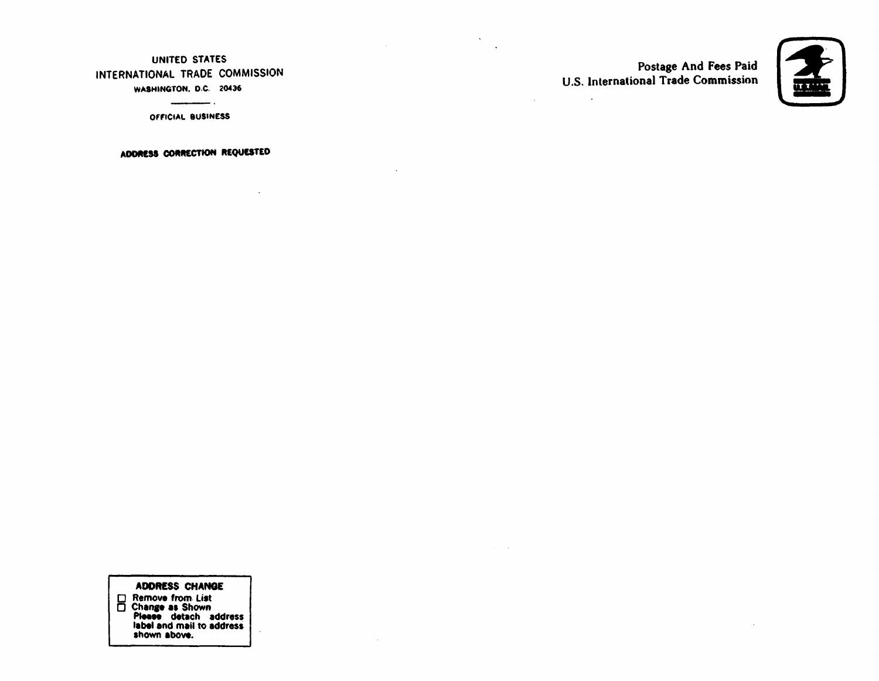UNITED STATES
INTERNATIONAL TRADE COMMISSION
WASHINGTON, D.C. 20436

OFFICIAL BUSINESS

ADDRESS CORRECTION REQUESTED

Postage And Fees Paid
U.S. International Trade Commission

ADDRESS CHANGE

- ☐ Remove from List
- ☐ Change as Shown

Please detach address label and mail to address shown above.